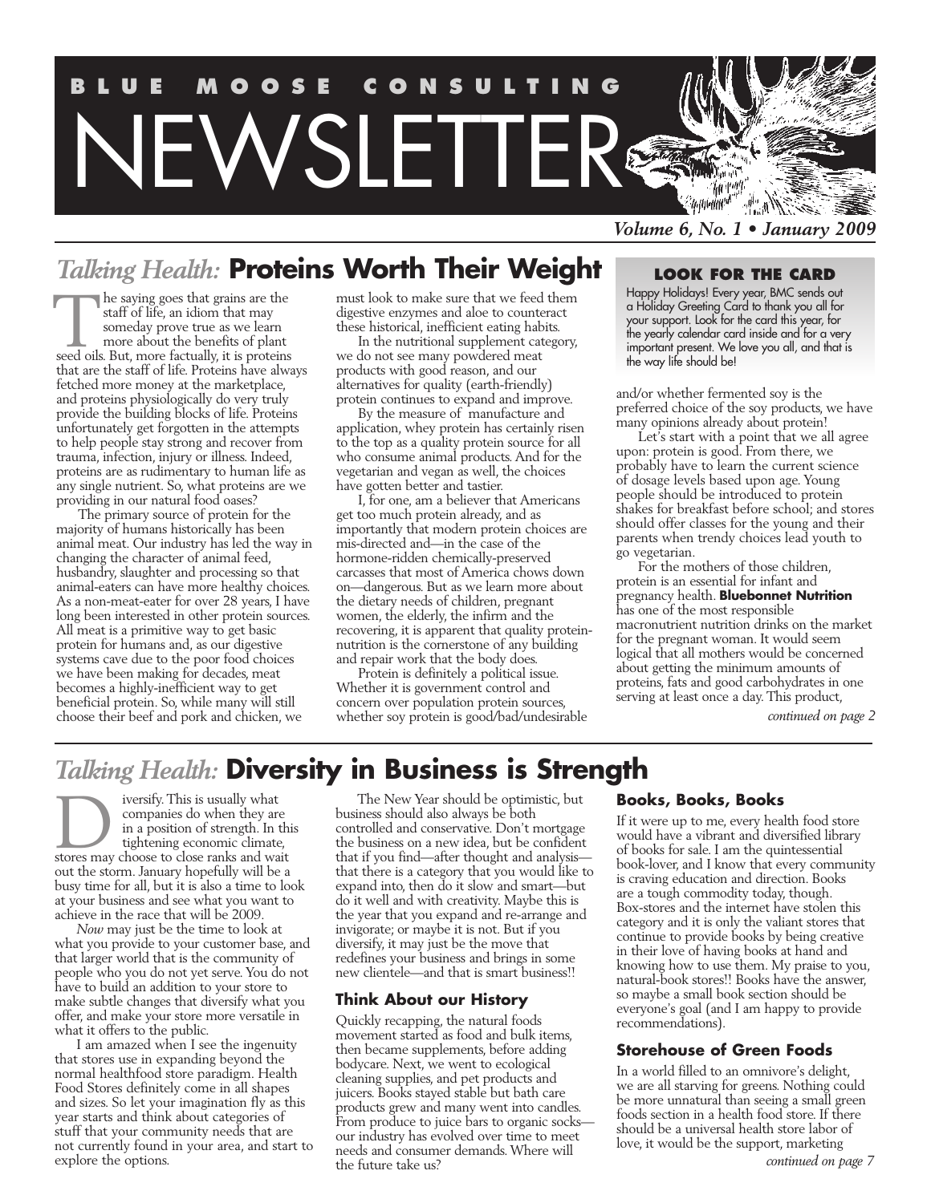# BLUE MOOSE CONSULTING NEWSLETTER

*Volume 6, No. 1 • January 2009*

## *Talking Health:* Proteins Worth Their Weight

The saying goes that grains are the staff of life, an idiom that may someday prove true as we learn more about the benefits of plant seed oils. But, more factually, it is proteins that are the staff of life. Proteins have always fetched more money at the marketplace, and proteins physiologically do very truly provide the building blocks of life. Proteins unfortunately get forgotten in the attempts to help people stay strong and recover from trauma, infection, injury or illness. Indeed, proteins are as rudimentary to human life as any single nutrient. So, what proteins are we providing in our natural food oases?

The primary source of protein for the majority of humans historically has been animal meat. Our industry has led the way in changing the character of animal feed, husbandry, slaughter and processing so that animal-eaters can have more healthy choices. As a non-meat-eater for over 28 years, I have long been interested in other protein sources. All meat is a primitive way to get basic protein for humans and, as our digestive systems cave due to the poor food choices we have been making for decades, meat becomes a highly-inefficient way to get beneficial protein. So, while many will still choose their beef and pork and chicken, we must look to make sure that we feed them digestive enzymes and aloe to counteract these historical, inefficient eating habits.

In the nutritional supplement category, we do not see many powdered meat products with good reason, and our alternatives for quality (earth-friendly) protein continues to expand and improve.

By the measure of manufacture and application, whey protein has certainly risen to the top as a quality protein source for all who consume animal products. And for the vegetarian and vegan as well, the choices have gotten better and tastier.

I, for one, am a believer that Americans get too much protein already, and as importantly that modern protein choices are mis-directed and—in the case of the hormone-ridden chemically-preserved carcasses that most of America chows down on—dangerous. But as we learn more about the dietary needs of children, pregnant women, the elderly, the infirm and the recovering, it is apparent that quality protein-nutrition is the cornerstone of any building and repair work that the body does.

Protein is definitely a political issue. Whether it is government control and concern over population protein sources, whether soy protein is good/bad/undesirable and/or whether fermented soy is the preferred choice of the soy products, we have many opinions already about protein!

Let's start with a point that we all agree upon: protein is good. From there, we probably have to learn the current science of dosage levels based upon age. Young people should be introduced to protein shakes for breakfast before school; and stores should offer classes for the young and their parents when trendy choices lead youth to go vegetarian.

For the mothers of those children, protein is an essential for infant and pregnancy health. **Bluebonnet Nutrition** has one of the most responsible macronutrient nutrition drinks on the market for the pregnant woman. It would seem logical that all mothers would be concerned about getting the minimum amounts of proteins, fats and good carbohydrates in one serving at least once a day. This product,

*continued on page 2*

### LOOK FOR THE CARD

Happy Holidays! Every year, BMC sends out a Holiday Greeting Card to thank you all for your support. Look for the card this year, for the yearly calendar card inside and for a very important present. We love you all, and that is the way life should be!

## *Talking Health:* Diversity in Business is Strength

Diversify. This is usually what companies do when they are in a position of strength. In this tightening economic climate, stores may choose to close ranks and wait out the storm. January hopefully will be a busy time for all, but it is also a time to look at your business and see what you want to achieve in the race that will be 2009.

*Now* may just be the time to look at what you provide to your customer base, and that larger world that is the community of people who you do not yet serve. You do not have to build an addition to your store to make subtle changes that diversify what you offer, and make your store more versatile in what it offers to the public.

I am amazed when I see the ingenuity that stores use in expanding beyond the normal healthfood store paradigm. Health Food Stores definitely come in all shapes and sizes. So let your imagination fly as this year starts and think about categories of stuff that your community needs that are not currently found in your area, and start to explore the options.

The New Year should be optimistic, but business should also always be both controlled and conservative. Don't mortgage the business on a new idea, but be confident that if you find—after thought and analysis—that there is a category that you would like to expand into, then do it slow and smart—but do it well and with creativity. Maybe this is the year that you expand and re-arrange and invigorate; or maybe it is not. But if you diversify, it may just be the move that redefines your business and brings in some new clientele—and that is smart business!!

### Think About our History

Quickly recapping, the natural foods movement started as food and bulk items, then became supplements, before adding bodycare. Next, we went to ecological cleaning supplies, and pet products and juicers. Books stayed stable but bath care products grew and many went into candles. From produce to juice bars to organic socks—our industry has evolved over time to meet needs and consumer demands. Where will the future take us?

### Books, Books, Books

If it were up to me, every health food store would have a vibrant and diversified library of books for sale. I am the quintessential book-lover, and I know that every community is craving education and direction. Books are a tough commodity today, though. Box-stores and the internet have stolen this category and it is only the valiant stores that continue to provide books by being creative in their love of having books at hand and knowing how to use them. My praise to you, natural-book stores!! Books have the answer, so maybe a small book section should be everyone's goal (and I am happy to provide recommendations).

### Storehouse of Green Foods

In a world filled to an omnivore's delight, we are all starving for greens. Nothing could be more unnatural than seeing a small green foods section in a health food store. If there should be a universal health store labor of love, it would be the support, marketing

*continued on page 7*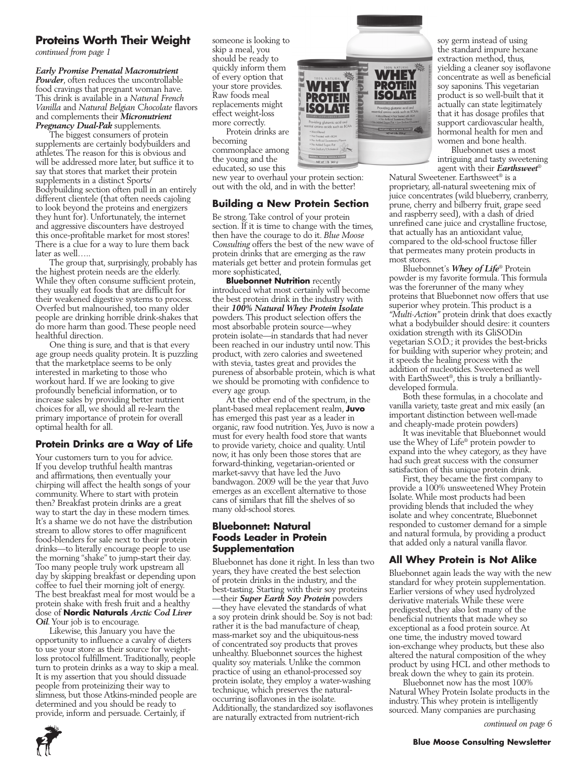## Proteins Worth Their Weight

*continued from page 1*

***Early Promise Prenatal Macronutrient Powder***, often reduces the uncontrollable food cravings that pregnant woman have. This drink is available in a *Natural French Vanilla* and *Natural Belgian Chocolate* flavors and complements their ***Micronutrient Pregnancy Dual-Pak*** supplements.

The biggest consumers of protein supplements are certainly bodybuilders and athletes. The reason for this is obvious and will be addressed more later, but suffice it to say that stores that market their protein supplements in a distinct Sports/Bodybuilding section often pull in an entirely different clientele (that often needs cajoling to look beyond the proteins and energizers they hunt for). Unfortunately, the internet and aggressive discounters have destroyed this once-profitable market for most stores! There is a clue for a way to lure them back later as well…..

The group that, surprisingly, probably has the highest protein needs are the elderly. While they often consume sufficient protein, they usually eat foods that are difficult for their weakened digestive systems to process. Overfed but malnourished, too many older people are drinking horrible drink-shakes that do more harm than good. These people need healthful direction.

One thing is sure, and that is that every age group needs quality protein. It is puzzling that the marketplace seems to be only interested in marketing to those who workout hard. If we are looking to give profoundly beneficial information, or to increase sales by providing better nutrient choices for all, we should all re-learn the primary importance of protein for overall optimal health for all.

### Protein Drinks are a Way of Life

Your customers turn to you for advice. If you develop truthful health mantras and affirmations, then eventually your chirping will affect the health songs of your community. Where to start with protein then? Breakfast protein drinks are a great way to start the day in these modern times. It's a shame we do not have the distribution stream to allow stores to offer magnificent food-blenders for sale next to their protein drinks—to literally encourage people to use the morning "shake" to jump-start their day. Too many people truly work upstream all day by skipping breakfast or depending upon coffee to fuel their morning jolt of energy. The best breakfast meal for most would be a protein shake with fresh fruit and a healthy dose of **Nordic Naturals** ***Arctic Cod Liver Oil***. Your job is to encourage.

Likewise, this January you have the opportunity to influence a cavalry of dieters to use your store as their source for weight-loss protocol fulfillment. Traditionally, people turn to protein drinks as a way to skip a meal. It is my assertion that you should dissuade people from proteinizing their way to slimness, but those Atkins-minded people are determined and you should be ready to provide, inform and persuade. Certainly, if someone is looking to skip a meal, you should be ready to quickly inform them of every option that your store provides. Raw foods meal replacements might effect weight-loss more correctly.

Protein drinks are becoming commonplace among the young and the educated, so use this new year to overhaul your protein section: out with the old, and in with the better!

### Building a New Protein Section

Be strong. Take control of your protein section. If it is time to change with the times, then have the courage to do it. *Blue Moose Consulting* offers the best of the new wave of protein drinks that are emerging as the raw materials get better and protein formulas get more sophisticated,

**Bluebonnet Nutrition** recently introduced what most certainly will become the best protein drink in the industry with their ***100% Natural Whey Protein Isolate*** powders. This product selection offers the most absorbable protein source—whey protein isolate—in standards that had never been reached in our industry until now. This product, with zero calories and sweetened with stevia, tastes great and provides the pureness of absorbable protein, which is what we should be promoting with confidence to every age group.

At the other end of the spectrum, in the plant-based meal replacement realm, **Juvo** has emerged this past year as a leader in organic, raw food nutrition. Yes, Juvo is now a must for every health food store that wants to provide variety, choice and quality. Until now, it has only been those stores that are forward-thinking, vegetarian-oriented or market-savvy that have led the Juvo bandwagon. 2009 will be the year that Juvo emerges as an excellent alternative to those cans of similars that fill the shelves of so many old-school stores.

### Bluebonnet: Natural Foods Leader in Protein Supplementation

Bluebonnet has done it right. In less than two years, they have created the best selection of protein drinks in the industry, and the best-tasting. Starting with their soy proteins —their ***Super Earth Soy Protein*** powders —they have elevated the standards of what a soy protein drink should be. Soy is not bad: rather it is the bad manufacture of cheap, mass-market soy and the ubiquitous-ness of concentrated soy products that proves unhealthy. Bluebonnet sources the highest quality soy materials. Unlike the common practice of using an ethanol-processed soy protein isolate, they employ a water-washing technique, which preserves the natural-occurring isoflavones in the isolate. Additionally, the standardized soy isoflavones are naturally extracted from nutrient-rich soy germ instead of using the standard impure hexane extraction method, thus, yielding a cleaner soy isoflavone concentrate as well as beneficial soy saponins. This vegetarian product is so well-built that it actually can state legitimately that it has dosage profiles that support cardiovascular health, hormonal health for men and women and bone health.

Bluebonnet uses a most intriguing and tasty sweetening agent with their ***Earthsweet***® Natural Sweetener. Earthsweet® is a proprietary, all-natural sweetening mix of juice concentrates (wild blueberry, cranberry, prune, cherry and bilberry fruit, grape seed and raspberry seed), with a dash of dried unrefined cane juice and crystalline fructose, that actually has an antioxidant value, compared to the old-school fructose filler that permeates many protein products in most stores.

Bluebonnet's ***Whey of Life***® Protein powder is my favorite formula. This formula was the forerunner of the many whey proteins that Bluebonnet now offers that use superior whey protein. This product is a *"Multi-Action"* protein drink that does exactly what a bodybuilder should desire: it counters oxidation strength with its GliSODin vegetarian S.O.D.; it provides the best-bricks for building with superior whey protein; and it speeds the healing process with the addition of nucleotides. Sweetened as well with EarthSweet®, this is truly a brilliantly-developed formula.

Both these formulas, in a chocolate and vanilla variety, taste great and mix easily (an important distinction between well-made and cheaply-made protein powders)

It was inevitable that Bluebonnet would use the Whey of Life® protein powder to expand into the whey category, as they have had such great success with the consumer satisfaction of this unique protein drink.

First, they became the first company to provide a 100% unsweetened Whey Protein Isolate. While most products had been providing blends that included the whey isolate and whey concentrate, Bluebonnet responded to customer demand for a simple and natural formula, by providing a product that added only a natural vanilla flavor.

### All Whey Protein is Not Alike

Bluebonnet again leads the way with the new standard for whey protein supplementation. Earlier versions of whey used hydrolyzed derivative materials. While these were predigested, they also lost many of the beneficial nutrients that made whey so exceptional as a food protein source. At one time, the industry moved toward ion-exchange whey products, but these also altered the natural composition of the whey product by using HCL and other methods to break down the whey to gain its protein.

Bluebonnet now has the most 100% Natural Whey Protein Isolate products in the industry. This whey protein is intelligently sourced. Many companies are purchasing

*continued on page 6*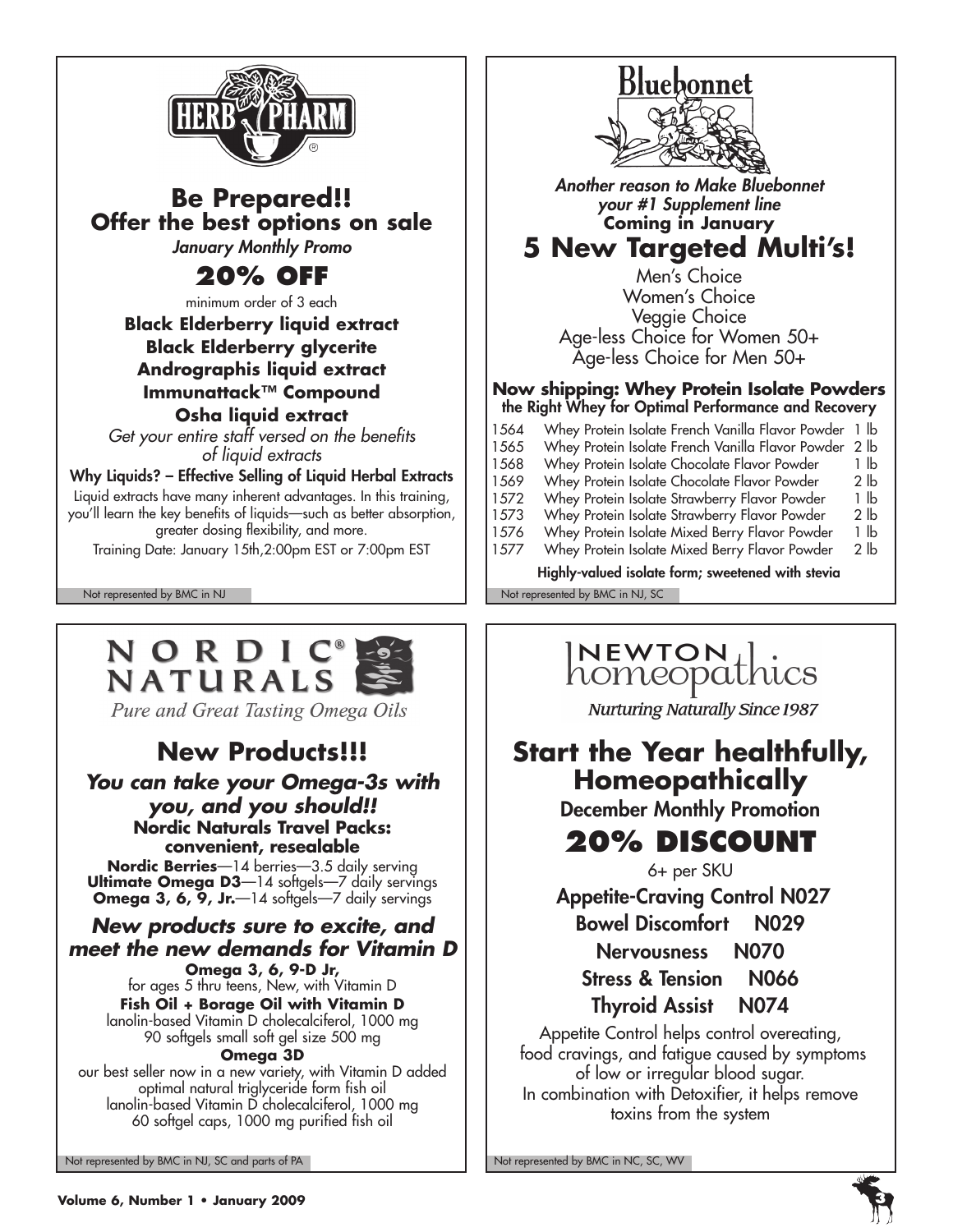## HERB PHARM

### Be Prepared!!

**Offer the best options on sale**

*January Monthly Promo*

## 20% OFF

minimum order of 3 each

**Black Elderberry liquid extract**
**Black Elderberry glycerite**
**Andrographis liquid extract**
**Immunattack™ Compound**
**Osha liquid extract**

*Get your entire staff versed on the benefits of liquid extracts*

**Why Liquids? – Effective Selling of Liquid Herbal Extracts**

Liquid extracts have many inherent advantages. In this training, you'll learn the key benefits of liquids—such as better absorption, greater dosing flexibility, and more.

Training Date: January 15th,2:00pm EST or 7:00pm EST

Not represented by BMC in NJ

---

## Bluebonnet

*Another reason to Make Bluebonnet your #1 Supplement line*

**Coming in January**

## 5 New Targeted Multi's!

Men's Choice
Women's Choice
Veggie Choice
Age-less Choice for Women 50+
Age-less Choice for Men 50+

**Now shipping: Whey Protein Isolate Powders**
**the Right Whey for Optimal Performance and Recovery**

| | | |
|---|---|---|
| 1564 | Whey Protein Isolate French Vanilla Flavor Powder | 1 lb |
| 1565 | Whey Protein Isolate French Vanilla Flavor Powder | 2 lb |
| 1568 | Whey Protein Isolate Chocolate Flavor Powder | 1 lb |
| 1569 | Whey Protein Isolate Chocolate Flavor Powder | 2 lb |
| 1572 | Whey Protein Isolate Strawberry Flavor Powder | 1 lb |
| 1573 | Whey Protein Isolate Strawberry Flavor Powder | 2 lb |
| 1576 | Whey Protein Isolate Mixed Berry Flavor Powder | 1 lb |
| 1577 | Whey Protein Isolate Mixed Berry Flavor Powder | 2 lb |

**Highly-valued isolate form; sweetened with stevia**

Not represented by BMC in NJ, SC

---

## NORDIC® NATURALS

*Pure and Great Tasting Omega Oils*

### New Products!!!

***You can take your Omega-3s with you, and you should!!***

**Nordic Naturals Travel Packs: convenient, resealable**

**Nordic Berries**—14 berries—3.5 daily serving
**Ultimate Omega D3**—14 softgels—7 daily servings
**Omega 3, 6, 9, Jr.**—14 softgels—7 daily servings

***New products sure to excite, and meet the new demands for Vitamin D***

**Omega 3, 6, 9-D Jr,**
for ages 5 thru teens, New, with Vitamin D

**Fish Oil + Borage Oil with Vitamin D**
lanolin-based Vitamin D cholecalciferol, 1000 mg
90 softgels small soft gel size 500 mg

**Omega 3D**
our best seller now in a new variety, with Vitamin D added
optimal natural triglyceride form fish oil
lanolin-based Vitamin D cholecalciferol, 1000 mg
60 softgel caps, 1000 mg purified fish oil

Not represented by BMC in NJ, SC and parts of PA

---

## NEWTON homeopathics

*Nurturing Naturally Since 1987*

### Start the Year healthfully, Homeopathically

**December Monthly Promotion**

## 20% DISCOUNT

6+ per SKU

**Appetite-Craving Control N027**
**Bowel Discomfort N029**
**Nervousness N070**
**Stress & Tension N066**
**Thyroid Assist N074**

Appetite Control helps control overeating, food cravings, and fatigue caused by symptoms of low or irregular blood sugar.
In combination with Detoxifier, it helps remove toxins from the system

Not represented by BMC in NC, SC, WV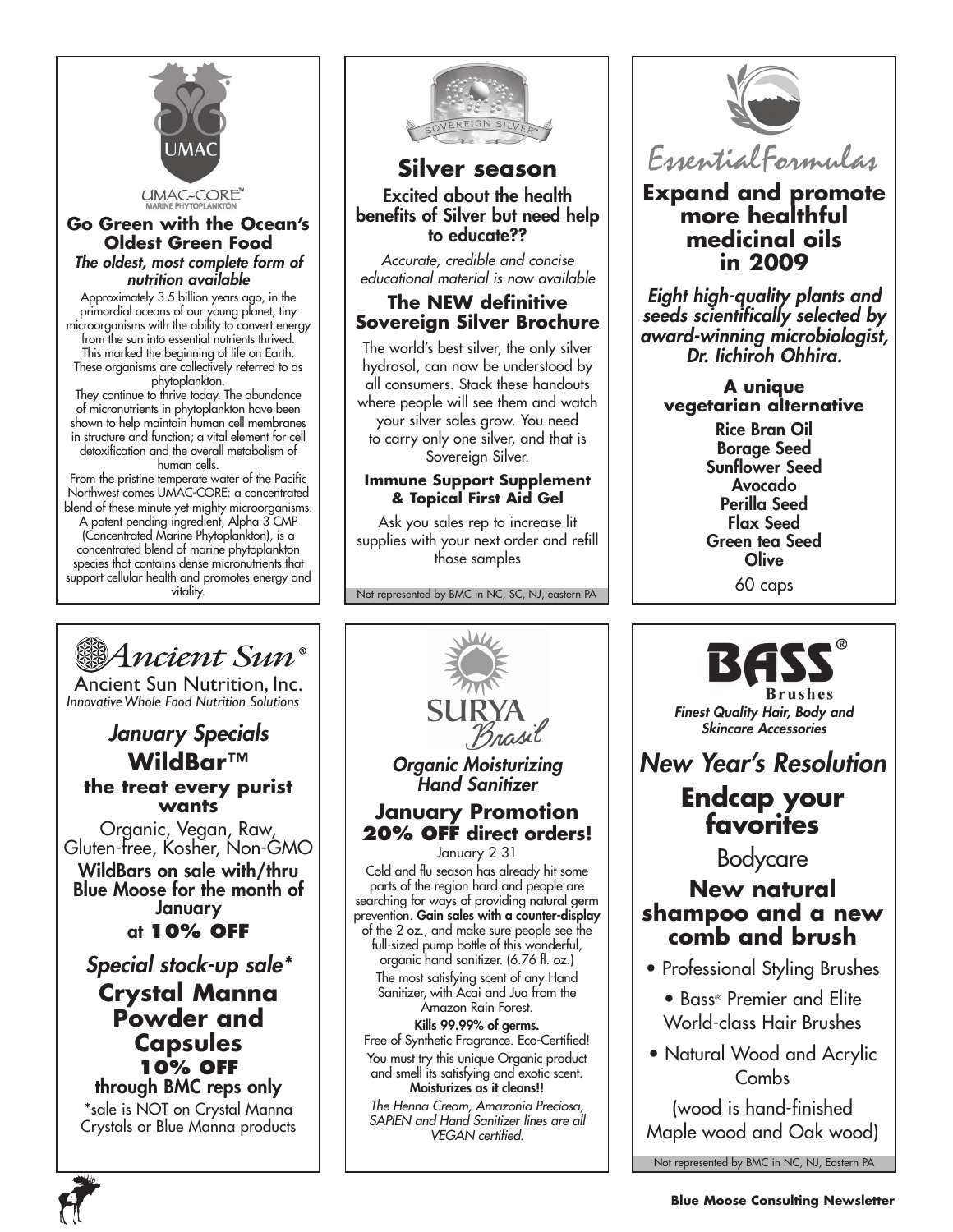UMAC

UMAC-CORE™
MARINE PHYTOPLANKTON

## Go Green with the Ocean's Oldest Green Food

***The oldest, most complete form of nutrition available***

Approximately 3.5 billion years ago, in the primordial oceans of our young planet, tiny microorganisms with the ability to convert energy from the sun into essential nutrients thrived. This marked the beginning of life on Earth. These organisms are collectively referred to as phytoplankton.

They continue to thrive today. The abundance of micronutrients in phytoplankton have been shown to help maintain human cell membranes in structure and function; a vital element for cell detoxification and the overall metabolism of human cells.

From the pristine temperate water of the Pacific Northwest comes UMAC-CORE: a concentrated blend of these minute yet mighty microorganisms. A patent pending ingredient, Alpha 3 CMP (Concentrated Marine Phytoplankton), is a concentrated blend of marine phytoplankton species that contains dense micronutrients that support cellular health and promotes energy and vitality.

---

SOVEREIGN SILVER®

## Silver season

**Excited about the health benefits of Silver but need help to educate??**

*Accurate, credible and concise educational material is now available*

### The NEW definitive Sovereign Silver Brochure

The world's best silver, the only silver hydrosol, can now be understood by all consumers. Stack these handouts where people will see them and watch your silver sales grow. You need to carry only one silver, and that is Sovereign Silver.

**Immune Support Supplement & Topical First Aid Gel**

Ask you sales rep to increase lit supplies with your next order and refill those samples

Not represented by BMC in NC, SC, NJ, eastern PA

---

EssentialFormulas

## Expand and promote more healthful medicinal oils in 2009

***Eight high-quality plants and seeds scientifically selected by award-winning microbiologist, Dr. Iichiroh Ohhira.***

### A unique vegetarian alternative

**Rice Bran Oil**
**Borage Seed**
**Sunflower Seed**
**Avocado**
**Perilla Seed**
**Flax Seed**
**Green tea Seed**
**Olive**

60 caps

---

*Ancient Sun*®

Ancient Sun Nutrition, Inc.
*Innovative Whole Food Nutrition Solutions*

## *January Specials*

### WildBar™

**the treat every purist wants**

Organic, Vegan, Raw, Gluten-free, Kosher, Non-GMO

**WildBars on sale with/thru Blue Moose for the month of January at 10% OFF**

## *Special stock-up sale**

### Crystal Manna Powder and Capsules

**10% OFF**
**through BMC reps only**

*sale is NOT on Crystal Manna Crystals or Blue Manna products

---

SURYA *Brasil*

***Organic Moisturizing Hand Sanitizer***

## January Promotion 20% OFF direct orders!

January 2-31

Cold and flu season has already hit some parts of the region hard and people are searching for ways of providing natural germ prevention. **Gain sales with a counter-display** of the 2 oz., and make sure people see the full-sized pump bottle of this wonderful, organic hand sanitizer. (6.76 fl. oz.)

The most satisfying scent of any Hand Sanitizer, with Acai and Jua from the Amazon Rain Forest.

**Kills 99.99% of germs.**
Free of Synthetic Fragrance. Eco-Certified!

You must try this unique Organic product and smell its satisfying and exotic scent.
**Moisturizes as it cleans!!**

*The Henna Cream, Amazonia Preciosa, SAPIEN and Hand Sanitizer lines are all VEGAN certified.*

---

BASS® Brushes

***Finest Quality Hair, Body and Skincare Accessories***

## *New Year's Resolution*

### Endcap your favorites

Bodycare

### New natural shampoo and a new comb and brush

- Professional Styling Brushes
- Bass® Premier and Elite World-class Hair Brushes
- Natural Wood and Acrylic Combs

(wood is hand-finished Maple wood and Oak wood)

Not represented by BMC in NC, NJ, Eastern PA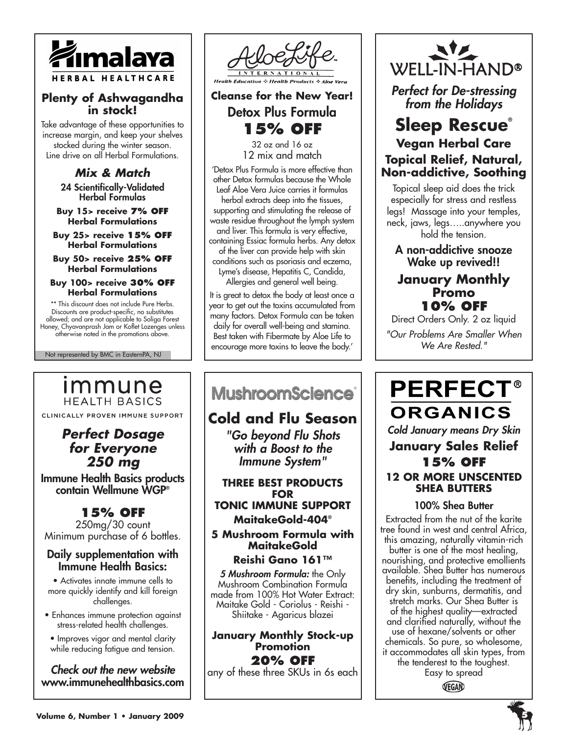## Himalaya HERBAL HEALTHCARE

### Plenty of Ashwagandha in stock!

Take advantage of these opportunities to increase margin, and keep your shelves stocked during the winter season. Line drive on all Herbal Formulations.

### *Mix & Match*

24 Scientifically-Validated Herbal Formulas

**Buy 15> receive 7% OFF Herbal Formulations**

**Buy 25> receive 15% OFF Herbal Formulations**

**Buy 50> receive 25% OFF Herbal Formulations**

**Buy 100> receive 30% OFF Herbal Formulations**

** This discount does not include Pure Herbs. Discounts are product-specific, no substitutes allowed; and are not applicable to Soliga Forest Honey, Chyavanprash Jam or Koflet Lozenges unless otherwise noted in the promotions above.

Not represented by BMC in EasternPA, NJ

## AloeLife INTERNATIONAL

*Health Education ❖ Health Products ❖ Aloe Vera*

### Cleanse for the New Year!

Detox Plus Formula

**15% OFF**

32 oz and 16 oz
12 mix and match

'Detox Plus Formula is more effective than other Detox formulas because the Whole Leaf Aloe Vera Juice carries it formulas herbal extracts deep into the tissues, supporting and stimulating the release of waste residue throughout the lymph system and liver. This formula is very effective, containing Essiac formula herbs. Any detox of the liver can provide help with skin conditions such as psoriasis and eczema, Lyme's disease, Hepatitis C, Candida, Allergies and general well being.

It is great to detox the body at least once a year to get out the toxins accumulated from many factors. Detox Formula can be taken daily for overall well-being and stamina. Best taken with Fibermate by Aloe Life to encourage more toxins to leave the body.'

## WELL-IN-HAND®

*Perfect for De-stressing from the Holidays*

### Sleep Rescue®

**Vegan Herbal Care**

**Topical Relief, Natural, Non-addictive, Soothing**

Topical sleep aid does the trick especially for stress and restless legs! Massage into your temples, neck, jaws, legs…..anywhere you hold the tension.

A non-addictive snooze
Wake up revived!!

**January Monthly Promo**
**10% OFF**

Direct Orders Only. 2 oz liquid

*"Our Problems Are Smaller When We Are Rested."*

## immune HEALTH BASICS

CLINICALLY PROVEN IMMUNE SUPPORT

### *Perfect Dosage for Everyone 250 mg*

Immune Health Basics products contain Wellmune WGP®

**15% OFF**

250mg/30 count
Minimum purchase of 6 bottles.

**Daily supplementation with Immune Health Basics:**

- Activates innate immune cells to more quickly identify and kill foreign challenges.
- Enhances immune protection against stress-related health challenges.
- Improves vigor and mental clarity while reducing fatigue and tension.

*Check out the new website*
www.immunehealthbasics.com

## MushroomScience®

### Cold and Flu Season

*"Go beyond Flu Shots with a Boost to the Immune System"*

**THREE BEST PRODUCTS FOR TONIC IMMUNE SUPPORT**

**MaitakeGold-404®**

**5 Mushroom Formula with MaitakeGold**

**Reishi Gano 161™**

***5 Mushroom Formula:*** the Only Mushroom Combination Formula made from 100% Hot Water Extract: Maitake Gold - Coriolus - Reishi - Shiitake - Agaricus blazei

**January Monthly Stock-up Promotion**
**20% OFF**
any of these three SKUs in 6s each

## PERFECT® ORGANICS

*Cold January means Dry Skin*

**January Sales Relief**
**15% OFF**
**12 OR MORE UNSCENTED SHEA BUTTERS**

100% Shea Butter

Extracted from the nut of the karite tree found in west and central Africa, this amazing, naturally vitamin-rich butter is one of the most healing, nourishing, and protective emollients available. Shea Butter has numerous benefits, including the treatment of dry skin, sunburns, dermatitis, and stretch marks. Our Shea Butter is of the highest quality—extracted and clarified naturally, without the use of hexane/solvents or other chemicals. So pure, so wholesome, it accommodates all skin types, from the tenderest to the toughest. Easy to spread

VEGAN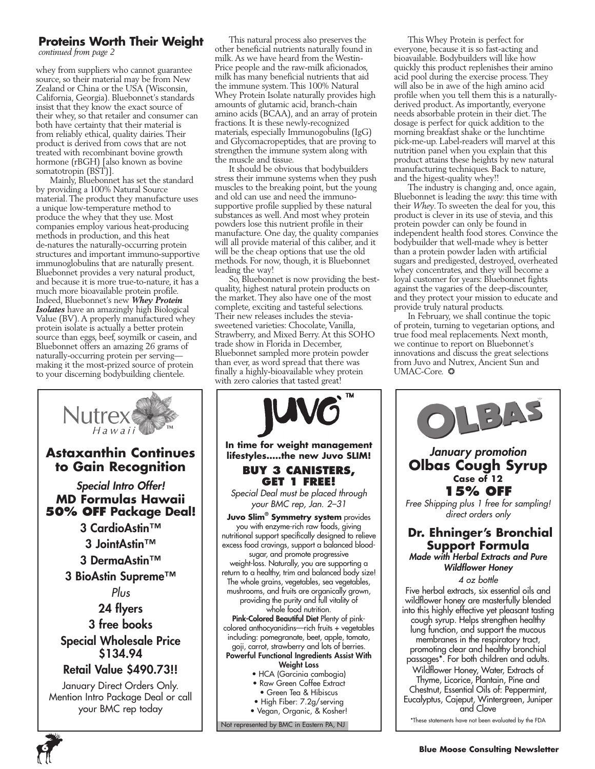## Proteins Worth Their Weight

*continued from page 2*

whey from suppliers who cannot guarantee source, so their material may be from New Zealand or China or the USA (Wisconsin, California, Georgia). Bluebonnet's standards insist that they know the exact source of their whey, so that retailer and consumer can both have certainty that their material is from reliably ethical, quality dairies. Their product is derived from cows that are not treated with recombinant bovine growth hormone (rBGH) [also known as bovine somatotropin (BST)].

Mainly, Bluebonnet has set the standard by providing a 100% Natural Source material. The product they manufacture uses a unique low-temperature method to produce the whey that they use. Most companies employ various heat-producing methods in production, and this heat de-natures the naturally-occurring protein structures and important immuno-supportive immunoglobulins that are naturally present. Bluebonnet provides a very natural product, and because it is more true-to-nature, it has a much more bioavailable protein profile. Indeed, Bluebonnet's new ***Whey Protein Isolates*** have an amazingly high Biological Value (BV). A properly manufactured whey protein isolate is actually a better protein source than eggs, beef, soymilk or casein, and Bluebonnet offers an amazing 26 grams of naturally-occurring protein per serving—making it the most-prized source of protein to your discerning bodybuilding clientele.

This natural process also preserves the other beneficial nutrients naturally found in milk. As we have heard from the Westin-Price people and the raw-milk aficionados, milk has many beneficial nutrients that aid the immune system. This 100% Natural Whey Protein Isolate naturally provides high amounts of glutamic acid, branch-chain amino acids (BCAA), and an array of protein fractions. It is these newly-recognized materials, especially Immunogobulins (IgG) and Glycomacropeptides, that are proving to strengthen the immune system along with the muscle and tissue.

It should be obvious that bodybuilders stress their immune systems when they push muscles to the breaking point, but the young and old can use and need the immuno-supportive profile supplied by these natural substances as well. And most whey protein powders lose this nutrient profile in their manufacture. One day, the quality companies will all provide material of this caliber, and it will be the cheap options that use the old methods. For now, though, it is Bluebonnet leading the way!

So, Bluebonnet is now providing the best-quality, highest natural protein products on the market. They also have one of the most complete, exciting and tasteful selections. Their new releases includes the stevia-sweetened varieties: Chocolate, Vanilla, Strawberry, and Mixed Berry. At this SOHO trade show in Florida in December, Bluebonnet sampled more protein powder than ever, as word spread that there was finally a highly-bioavailable whey protein with zero calories that tasted great!

This Whey Protein is perfect for everyone, because it is so fast-acting and bioavailable. Bodybuilders will like how quickly this product replenishes their amino acid pool during the exercise process. They will also be in awe of the high amino acid profile when you tell them this is a naturally-derived product. As importantly, everyone needs absorbable protein in their diet. The dosage is perfect for quick addition to the morning breakfast shake or the lunchtime pick-me-up. Label-readers will marvel at this nutrition panel when you explain that this product attains these heights by new natural manufacturing techniques. Back to nature, and the higest-quality whey!!

The industry is changing and, once again, Bluebonnet is leading the *way*: this time with their *Whey*. To sweeten the deal for you, this product is clever in its use of stevia, and this protein powder can only be found in independent health food stores. Convince the bodybuilder that well-made whey is better than a protein powder laden with artificial sugars and predigested, destroyed, overheated whey concentrates, and they will become a loyal customer for years: Bluebonnet fights against the vagaries of the deep-discounter, and they protect your mission to educate and provide truly natural products.

In February, we shall continue the topic of protein, turning to vegetarian options, and true food meal replacements. Next month, we continue to report on Bluebonnet's innovations and discuss the great selections from Juvo and Nutrex, Ancient Sun and UMAC-Core. ✪

---

Nutrex Hawaii™

### Astaxanthin Continues to Gain Recognition

*Special Intro Offer!*

**MD Formulas Hawaii 50% OFF Package Deal!**

3 CardioAstin™

3 JointAstin™

3 DermaAstin™

3 BioAstin Supreme™

*Plus*

24 flyers

3 free books

Special Wholesale Price $134.94

Retail Value $490.73!!

January Direct Orders Only. Mention Intro Package Deal or call your BMC rep today

---

JUVO™

**In time for weight management lifestyles.....the new Juvo SLIM!**

### BUY 3 CANISTERS, GET 1 FREE!

*Special Deal must be placed through your BMC rep, Jan. 2–31*

**Juvo Slim® Symmetry system** provides you with enzyme-rich raw foods, giving nutritional support specifically designed to relieve excess food cravings, support a balanced blood-sugar, and promote progressive weight-loss. Naturally, you are supporting a return to a healthy, trim and balanced body size! The whole grains, vegetables, sea vegetables, mushrooms, and fruits are organically grown, providing the purity and full vitality of whole food nutrition.

**Pink-Colored Beautiful Diet** Plenty of pink-colored anthocyanidins—rich fruits + vegetables including: pomegranate, beet, apple, tomato, goji, carrot, strawberry and lots of berries.

**Powerful Functional Ingredients Assist With Weight Loss**

- HCA (Garcinia cambogia)
- Raw Green Coffee Extract
- Green Tea & Hibiscus
- High Fiber: 7.2g/serving
- Vegan, Organic, & Kosher!

Not represented by BMC in Eastern PA, NJ

---

OLBAS

*January promotion*

### Olbas Cough Syrup

**Case of 12**

**15% OFF**

*Free Shipping plus 1 free for sampling! direct orders only*

### Dr. Ehninger's Bronchial Support Formula

***Made with Herbal Extracts and Pure Wildflower Honey***

*4 oz bottle*

Five herbal extracts, six essential oils and wildflower honey are masterfully blended into this highly effective yet pleasant tasting cough syrup. Helps strengthen healthy lung function, and support the mucous membranes in the respiratory tract, promoting clear and healthy bronchial passages*. For both children and adults.

Wildflower Honey, Water, Extracts of Thyme, Licorice, Plantain, Pine and Chestnut, Essential Oils of: Peppermint, Eucalyptus, Cajeput, Wintergreen, Juniper and Clove

*These statements have not been evaluated by the FDA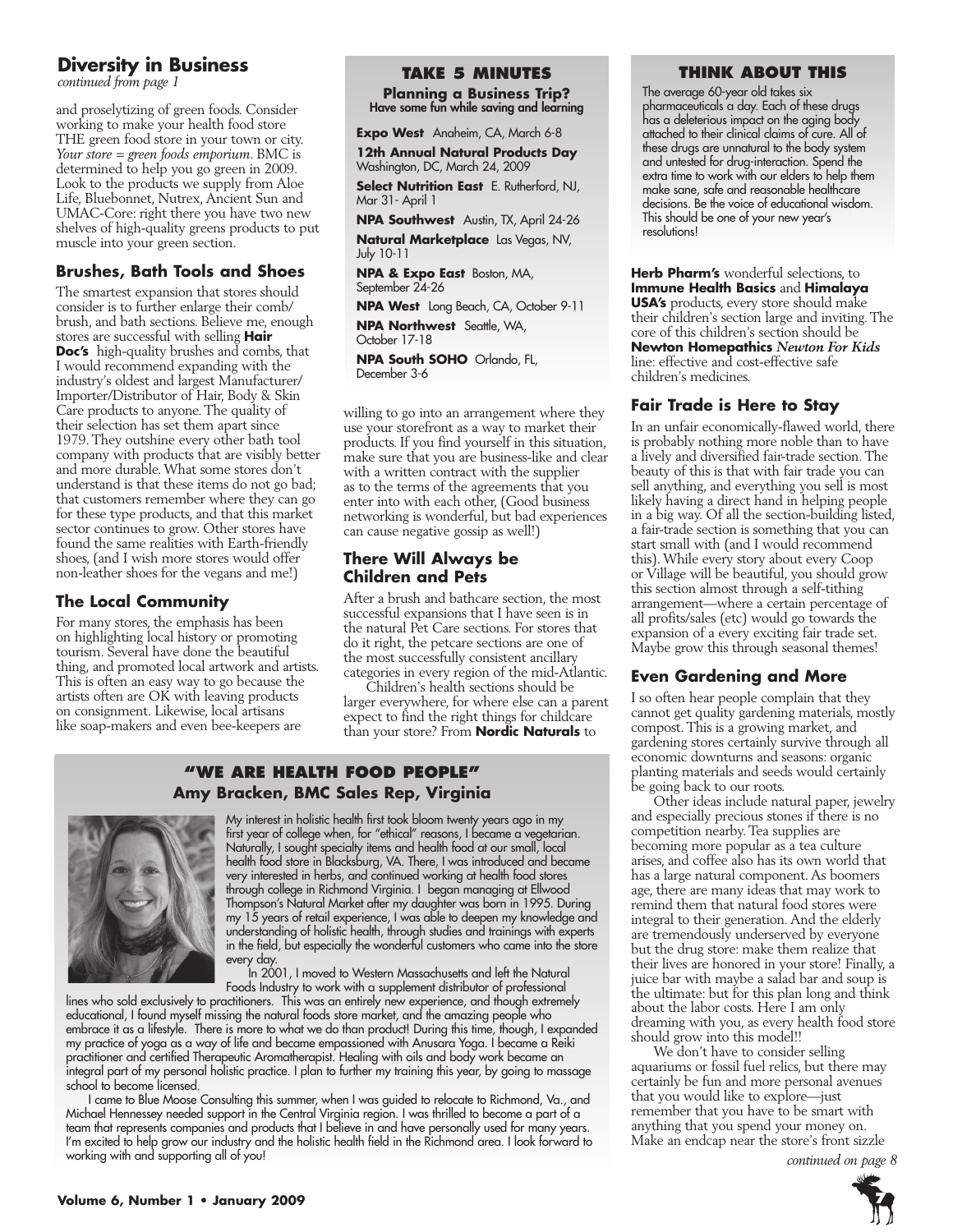## Diversity in Business

*continued from page 1*

and proselytizing of green foods. Consider working to make your health food store THE green food store in your town or city. *Your store = green foods emporium*. BMC is determined to help you go green in 2009. Look to the products we supply from Aloe Life, Bluebonnet, Nutrex, Ancient Sun and UMAC-Core: right there you have two new shelves of high-quality greens products to put muscle into your green section.

### Brushes, Bath Tools and Shoes

The smartest expansion that stores should consider is to further enlarge their comb/brush, and bath sections. Believe me, enough stores are successful with selling **Hair Doc's** high-quality brushes and combs, that I would recommend expanding with the industry's oldest and largest Manufacturer/Importer/Distributor of Hair, Body & Skin Care products to anyone. The quality of their selection has set them apart since 1979. They outshine every other bath tool company with products that are visibly better and more durable. What some stores don't understand is that these items do not go bad; that customers remember where they can go for these type products, and that this market sector continues to grow. Other stores have found the same realities with Earth-friendly shoes, (and I wish more stores would offer non-leather shoes for the vegans and me!)

### The Local Community

For many stores, the emphasis has been on highlighting local history or promoting tourism. Several have done the beautiful thing, and promoted local artwork and artists. This is often an easy way to go because the artists often are OK with leaving products on consignment. Likewise, local artisans like soap-makers and even bee-keepers are willing to go into an arrangement where they use your storefront as a way to market their products. If you find yourself in this situation, make sure that you are business-like and clear with a written contract with the supplier as to the terms of the agreements that you enter into with each other, (Good business networking is wonderful, but bad experiences can cause negative gossip as well!)

### There Will Always be Children and Pets

After a brush and bathcare section, the most successful expansions that I have seen is in the natural Pet Care sections. For stores that do it right, the petcare sections are one of the most successfully consistent ancillary categories in every region of the mid-Atlantic.

Children's health sections should be larger everywhere, for where else can a parent expect to find the right things for childcare than your store? From **Nordic Naturals** to **Herb Pharm's** wonderful selections, to **Immune Health Basics** and **Himalaya USA's** products, every store should make their children's section large and inviting. The core of this children's section should be **Newton Homepathics** ***Newton For Kids*** line: effective and cost-effective safe children's medicines.

### Fair Trade is Here to Stay

In an unfair economically-flawed world, there is probably nothing more noble than to have a lively and diversified fair-trade section. The beauty of this is that with fair trade you can sell anything, and everything you sell is most likely having a direct hand in helping people in a big way. Of all the section-building listed, a fair-trade section is something that you can start small with (and I would recommend this). While every story about every Coop or Village will be beautiful, you should grow this section almost through a self-tithing arrangement—where a certain percentage of all profits/sales (etc) would go towards the expansion of a every exciting fair trade set. Maybe grow this through seasonal themes!

### Even Gardening and More

I so often hear people complain that they cannot get quality gardening materials, mostly compost. This is a growing market, and gardening stores certainly survive through all economic downturns and seasons: organic planting materials and seeds would certainly be going back to our roots.

Other ideas include natural paper, jewelry and especially precious stones if there is no competition nearby. Tea supplies are becoming more popular as a tea culture arises, and coffee also has its own world that has a large natural component. As boomers age, there are many ideas that may work to remind them that natural food stores were integral to their generation. And the elderly are tremendously underserved by everyone but the drug store: make them realize that their lives are honored in your store! Finally, a juice bar with maybe a salad bar and soup is the ultimate: but for this plan long and think about the labor costs. Here I am only dreaming with you, as every health food store should grow into this model!!

We don't have to consider selling aquariums or fossil fuel relics, but there may certainly be fun and more personal avenues that you would like to explore—just remember that you have to be smart with anything that you spend your money on. Make an endcap near the store's front sizzle

*continued on page 8*

---

## TAKE 5 MINUTES

**Planning a Business Trip?**
**Have some fun while saving and learning**

**Expo West** Anaheim, CA, March 6-8

**12th Annual Natural Products Day** Washington, DC, March 24, 2009

**Select Nutrition East** E. Rutherford, NJ, Mar 31- April 1

**NPA Southwest** Austin, TX, April 24-26

**Natural Marketplace** Las Vegas, NV, July 10-11

**NPA & Expo East** Boston, MA, September 24-26

**NPA West** Long Beach, CA, October 9-11

**NPA Northwest** Seattle, WA, October 17-18

**NPA South SOHO** Orlando, FL, December 3-6

---

## THINK ABOUT THIS

The average 60-year old takes six pharmaceuticals a day. Each of these drugs has a deleterious impact on the aging body attached to their clinical claims of cure. All of these drugs are unnatural to the body system and untested for drug-interaction. Spend the extra time to work with our elders to help them make sane, safe and reasonable healthcare decisions. Be the voice of educational wisdom. This should be one of your new year's resolutions!

---

## "WE ARE HEALTH FOOD PEOPLE"

**Amy Bracken, BMC Sales Rep, Virginia**

My interest in holistic health first took bloom twenty years ago in my first year of college when, for "ethical" reasons, I became a vegetarian. Naturally, I sought specialty items and health food at our small, local health food store in Blacksburg, VA. There, I was introduced and became very interested in herbs, and continued working at health food stores through college in Richmond Virginia. I began managing at Ellwood Thompson's Natural Market after my daughter was born in 1995. During my 15 years of retail experience, I was able to deepen my knowledge and understanding of holistic health, through studies and trainings with experts in the field, but especially the wonderful customers who came into the store every day.

In 2001, I moved to Western Massachusetts and left the Natural Foods Industry to work with a supplement distributor of professional lines who sold exclusively to practitioners. This was an entirely new experience, and though extremely educational, I found myself missing the natural foods store market, and the amazing people who embrace it as a lifestyle. There is more to what we do than product! During this time, though, I expanded my practice of yoga as a way of life and became empassioned with Anusara Yoga. I became a Reiki practitioner and certified Therapeutic Aromatherapist. Healing with oils and body work became an integral part of my personal holistic practice. I plan to further my training this year, by going to massage school to become licensed.

I came to Blue Moose Consulting this summer, when I was guided to relocate to Richmond, Va., and Michael Hennessey needed support in the Central Virginia region. I was thrilled to become a part of a team that represents companies and products that I believe in and have personally used for many years. I'm excited to help grow our industry and the holistic health field in the Richmond area. I look forward to working with and supporting all of you!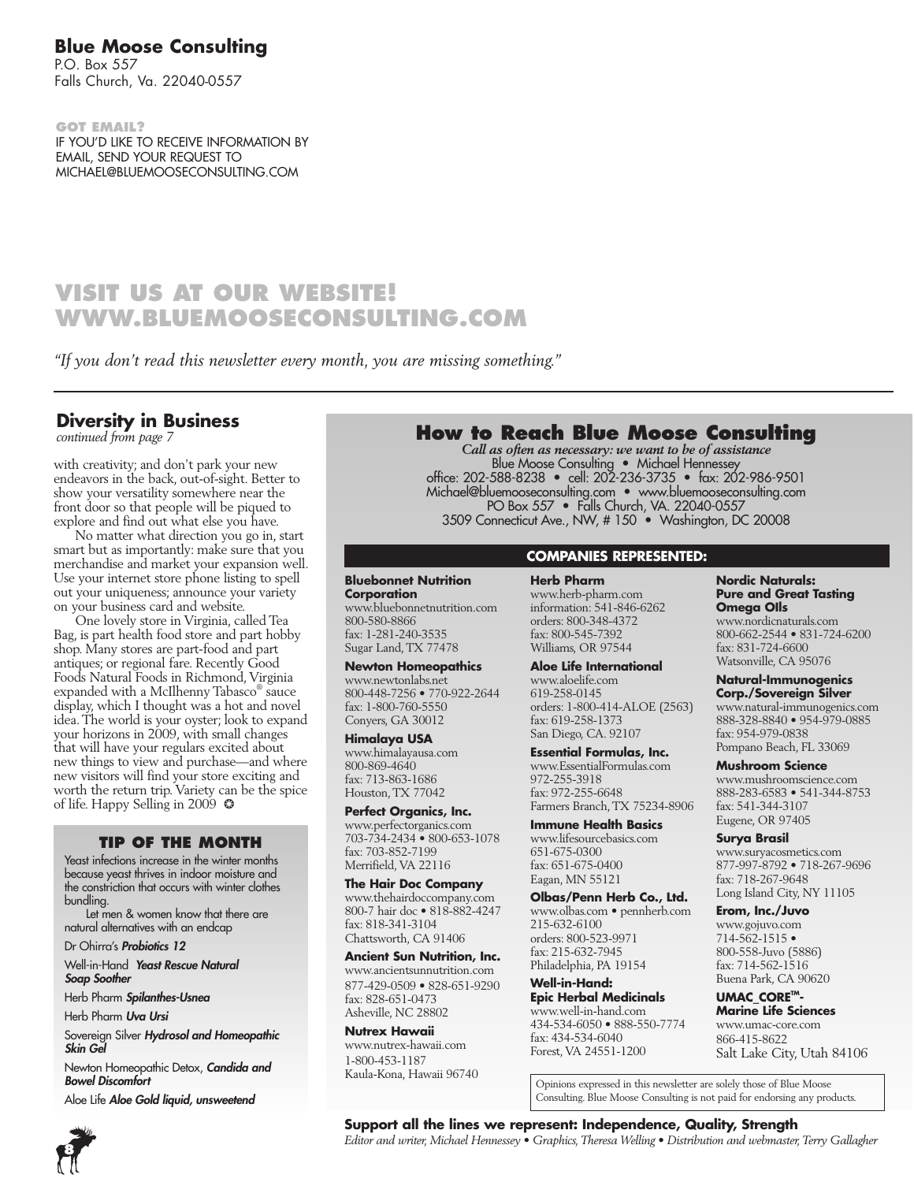**Blue Moose Consulting**
P.O. Box 557
Falls Church, Va. 22040-0557

**GOT EMAIL?**
IF YOU'D LIKE TO RECEIVE INFORMATION BY EMAIL, SEND YOUR REQUEST TO MICHAEL@BLUEMOOSECONSULTING.COM

## VISIT US AT OUR WEBSITE! WWW.BLUEMOOSECONSULTING.COM

*"If you don't read this newsletter every month, you are missing something."*

## Diversity in Business

*continued from page 7*

with creativity; and don't park your new endeavors in the back, out-of-sight. Better to show your versatility somewhere near the front door so that people will be piqued to explore and find out what else you have.

No matter what direction you go in, start smart but as importantly: make sure that you merchandise and market your expansion well. Use your internet store phone listing to spell out your uniqueness; announce your variety on your business card and website.

One lovely store in Virginia, called Tea Bag, is part health food store and part hobby shop. Many stores are part-food and part antiques; or regional fare. Recently Good Foods Natural Foods in Richmond, Virginia expanded with a McIlhenny Tabasco® sauce display, which I thought was a hot and novel idea. The world is your oyster; look to expand your horizons in 2009, with small changes that will have your regulars excited about new things to view and purchase—and where new visitors will find your store exciting and worth the return trip. Variety can be the spice of life. Happy Selling in 2009 ✪

### TIP OF THE MONTH

Yeast infections increase in the winter months because yeast thrives in indoor moisture and the constriction that occurs with winter clothes bundling.

Let men & women know that there are natural alternatives with an endcap

Dr Ohirra's ***Probiotics 12***

Well-in-Hand ***Yeast Rescue Natural Soap Soother***

Herb Pharm ***Spilanthes-Usnea***

Herb Pharm ***Uva Ursi***

Sovereign Silver ***Hydrosol and Homeopathic Skin Gel***

Newton Homeopathic Detox, ***Candida and Bowel Discomfort***

Aloe Life ***Aloe Gold liquid, unsweetend***

## How to Reach Blue Moose Consulting

***Call as often as necessary: we want to be of assistance***
Blue Moose Consulting • Michael Hennessey
office: 202-588-8238 • cell: 202-236-3735 • fax: 202-986-9501
Michael@bluemooseconsulting.com • www.bluemooseconsulting.com
PO Box 557 • Falls Church, VA. 22040-0557
3509 Connecticut Ave., NW, # 150 • Washington, DC 20008

### COMPANIES REPRESENTED:

**Bluebonnet Nutrition Corporation**
www.bluebonnetnutrition.com
800-580-8866
fax: 1-281-240-3535
Sugar Land, TX 77478

**Newton Homeopathics**
www.newtonlabs.net
800-448-7256 • 770-922-2644
fax: 1-800-760-5550
Conyers, GA 30012

**Himalaya USA**
www.himalayausa.com
800-869-4640
fax: 713-863-1686
Houston, TX 77042

**Perfect Organics, Inc.**
www.perfectorganics.com
703-734-2434 • 800-653-1078
fax: 703-852-7199
Merrifield, VA 22116

**The Hair Doc Company**
www.thehairdoccompany.com
800-7 hair doc • 818-882-4247
fax: 818-341-3104
Chattsworth, CA 91406

**Ancient Sun Nutrition, Inc.**
www.ancientsunnutrition.com
877-429-0509 • 828-651-9290
fax: 828-651-0473
Asheville, NC 28802

**Nutrex Hawaii**
www.nutrex-hawaii.com
1-800-453-1187
Kaula-Kona, Hawaii 96740

**Herb Pharm**
www.herb-pharm.com
information: 541-846-6262
orders: 800-348-4372
fax: 800-545-7392
Williams, OR 97544

**Aloe Life International**
www.aloelife.com
619-258-0145
orders: 1-800-414-ALOE (2563)
fax: 619-258-1373
San Diego, CA. 92107

**Essential Formulas, Inc.**
www.EssentialFormulas.com
972-255-3918
fax: 972-255-6648
Farmers Branch, TX 75234-8906

**Immune Health Basics**
www.lifesourcebasics.com
651-675-0300
fax: 651-675-0400
Eagan, MN 55121

**Olbas/Penn Herb Co., Ltd.**
www.olbas.com • pennherb.com
215-632-6100
orders: 800-523-9971
fax: 215-632-7945
Philadelphia, PA 19154

**Well-in-Hand: Epic Herbal Medicinals**
www.well-in-hand.com
434-534-6050 • 888-550-7774
fax: 434-534-6040
Forest, VA 24551-1200

**Nordic Naturals: Pure and Great Tasting Omega Oils**
www.nordicnaturals.com
800-662-2544 • 831-724-6200
fax: 831-724-6600
Watsonville, CA 95076

**Natural-Immunogenics Corp./Sovereign Silver**
www.natural-immunogenics.com
888-328-8840 • 954-979-0885
fax: 954-979-0838
Pompano Beach, FL 33069

**Mushroom Science**
www.mushroomscience.com
888-283-6583 • 541-344-8753
fax: 541-344-3107
Eugene, OR 97405

**Surya Brasil**
www.suryacosmetics.com
877-997-8792 • 718-267-9696
fax: 718-267-9648
Long Island City, NY 11105

**Erom, Inc./Juvo**
www.gojuvo.com
714-562-1515 •
800-558-Juvo (5886)
fax: 714-562-1516
Buena Park, CA 90620

**UMAC_CORE™- Marine Life Sciences**
www.umac-core.com
866-415-8622
Salt Lake City, Utah 84106

Opinions expressed in this newsletter are solely those of Blue Moose Consulting. Blue Moose Consulting is not paid for endorsing any products.

**Support all the lines we represent: Independence, Quality, Strength**
*Editor and writer, Michael Hennessey • Graphics, Theresa Welling • Distribution and webmaster, Terry Gallagher*